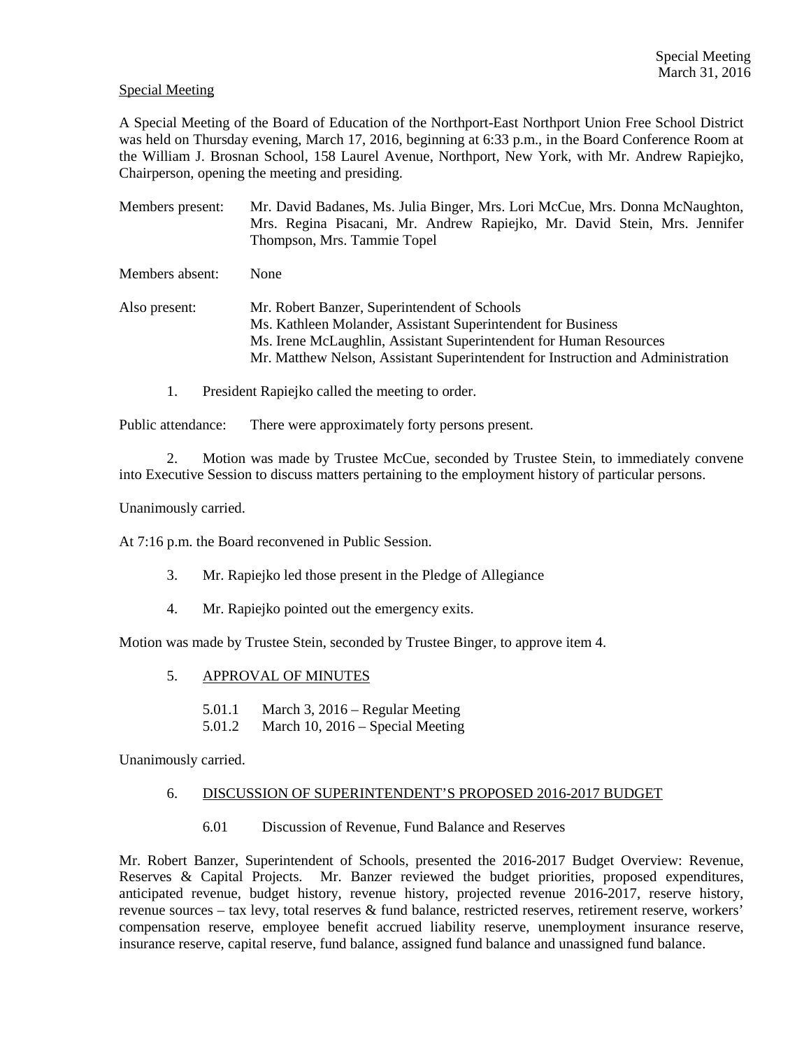Special Meeting

A Special Meeting of the Board of Education of the Northport-East Northport Union Free School District was held on Thursday evening, March 17, 2016, beginning at 6:33 p.m., in the Board Conference Room at the William J. Brosnan School, 158 Laurel Avenue, Northport, New York, with Mr. Andrew Rapiejko, Chairperson, opening the meeting and presiding.

Members present: Mr. David Badanes, Ms. Julia Binger, Mrs. Lori McCue, Mrs. Donna McNaughton, Mrs. Regina Pisacani, Mr. Andrew Rapiejko, Mr. David Stein, Mrs. Jennifer Thompson, Mrs. Tammie Topel

Members absent: None

Also present: Mr. Robert Banzer, Superintendent of Schools
Ms. Kathleen Molander, Assistant Superintendent for Business
Ms. Irene McLaughlin, Assistant Superintendent for Human Resources
Mr. Matthew Nelson, Assistant Superintendent for Instruction and Administration

1. President Rapiejko called the meeting to order.

Public attendance: There were approximately forty persons present.

2. Motion was made by Trustee McCue, seconded by Trustee Stein, to immediately convene into Executive Session to discuss matters pertaining to the employment history of particular persons.

Unanimously carried.

At 7:16 p.m. the Board reconvened in Public Session.

3. Mr. Rapiejko led those present in the Pledge of Allegiance

4. Mr. Rapiejko pointed out the emergency exits.

Motion was made by Trustee Stein, seconded by Trustee Binger, to approve item 4.

5. APPROVAL OF MINUTES

5.01.1 March 3, 2016 – Regular Meeting
5.01.2 March 10, 2016 – Special Meeting

Unanimously carried.

6. DISCUSSION OF SUPERINTENDENT'S PROPOSED 2016-2017 BUDGET

6.01 Discussion of Revenue, Fund Balance and Reserves

Mr. Robert Banzer, Superintendent of Schools, presented the 2016-2017 Budget Overview: Revenue, Reserves & Capital Projects. Mr. Banzer reviewed the budget priorities, proposed expenditures, anticipated revenue, budget history, revenue history, projected revenue 2016-2017, reserve history, revenue sources – tax levy, total reserves & fund balance, restricted reserves, retirement reserve, workers' compensation reserve, employee benefit accrued liability reserve, unemployment insurance reserve, insurance reserve, capital reserve, fund balance, assigned fund balance and unassigned fund balance.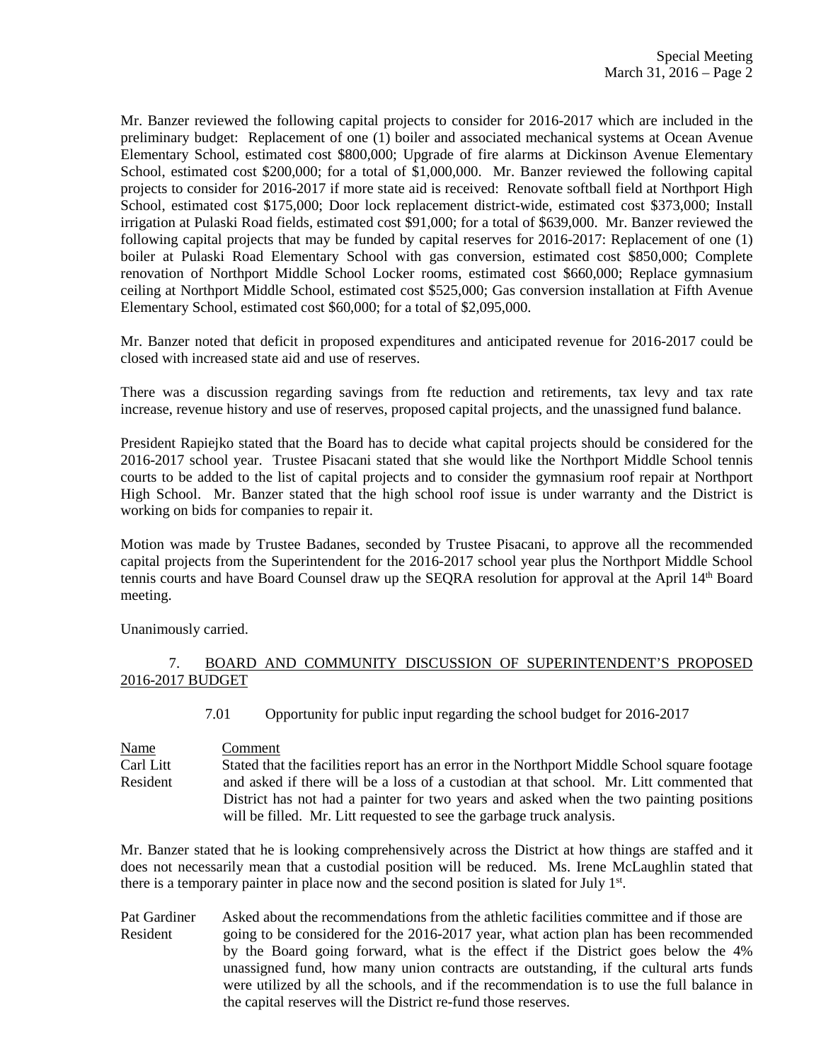Mr. Banzer reviewed the following capital projects to consider for 2016-2017 which are included in the preliminary budget: Replacement of one (1) boiler and associated mechanical systems at Ocean Avenue Elementary School, estimated cost $800,000; Upgrade of fire alarms at Dickinson Avenue Elementary School, estimated cost $200,000; for a total of $1,000,000. Mr. Banzer reviewed the following capital projects to consider for 2016-2017 if more state aid is received: Renovate softball field at Northport High School, estimated cost $175,000; Door lock replacement district-wide, estimated cost $373,000; Install irrigation at Pulaski Road fields, estimated cost $91,000; for a total of $639,000. Mr. Banzer reviewed the following capital projects that may be funded by capital reserves for 2016-2017: Replacement of one (1) boiler at Pulaski Road Elementary School with gas conversion, estimated cost $850,000; Complete renovation of Northport Middle School Locker rooms, estimated cost $660,000; Replace gymnasium ceiling at Northport Middle School, estimated cost $525,000; Gas conversion installation at Fifth Avenue Elementary School, estimated cost $60,000; for a total of $2,095,000.

Mr. Banzer noted that deficit in proposed expenditures and anticipated revenue for 2016-2017 could be closed with increased state aid and use of reserves.

There was a discussion regarding savings from fte reduction and retirements, tax levy and tax rate increase, revenue history and use of reserves, proposed capital projects, and the unassigned fund balance.

President Rapiejko stated that the Board has to decide what capital projects should be considered for the 2016-2017 school year. Trustee Pisacani stated that she would like the Northport Middle School tennis courts to be added to the list of capital projects and to consider the gymnasium roof repair at Northport High School. Mr. Banzer stated that the high school roof issue is under warranty and the District is working on bids for companies to repair it.

Motion was made by Trustee Badanes, seconded by Trustee Pisacani, to approve all the recommended capital projects from the Superintendent for the 2016-2017 school year plus the Northport Middle School tennis courts and have Board Counsel draw up the SEQRA resolution for approval at the April 14th Board meeting.

Unanimously carried.

7. BOARD AND COMMUNITY DISCUSSION OF SUPERINTENDENT'S PROPOSED 2016-2017 BUDGET

7.01 Opportunity for public input regarding the school budget for 2016-2017

| Name | Comment |
|---|---|
| Carl Litt<br>Resident | Stated that the facilities report has an error in the Northport Middle School square footage and asked if there will be a loss of a custodian at that school. Mr. Litt commented that District has not had a painter for two years and asked when the two painting positions will be filled. Mr. Litt requested to see the garbage truck analysis. |

Mr. Banzer stated that he is looking comprehensively across the District at how things are staffed and it does not necessarily mean that a custodial position will be reduced. Ms. Irene McLaughlin stated that there is a temporary painter in place now and the second position is slated for July 1st.

| Name | Comment |
|---|---|
| Pat Gardiner<br>Resident | Asked about the recommendations from the athletic facilities committee and if those are going to be considered for the 2016-2017 year, what action plan has been recommended by the Board going forward, what is the effect if the District goes below the 4% unassigned fund, how many union contracts are outstanding, if the cultural arts funds were utilized by all the schools, and if the recommendation is to use the full balance in the capital reserves will the District re-fund those reserves. |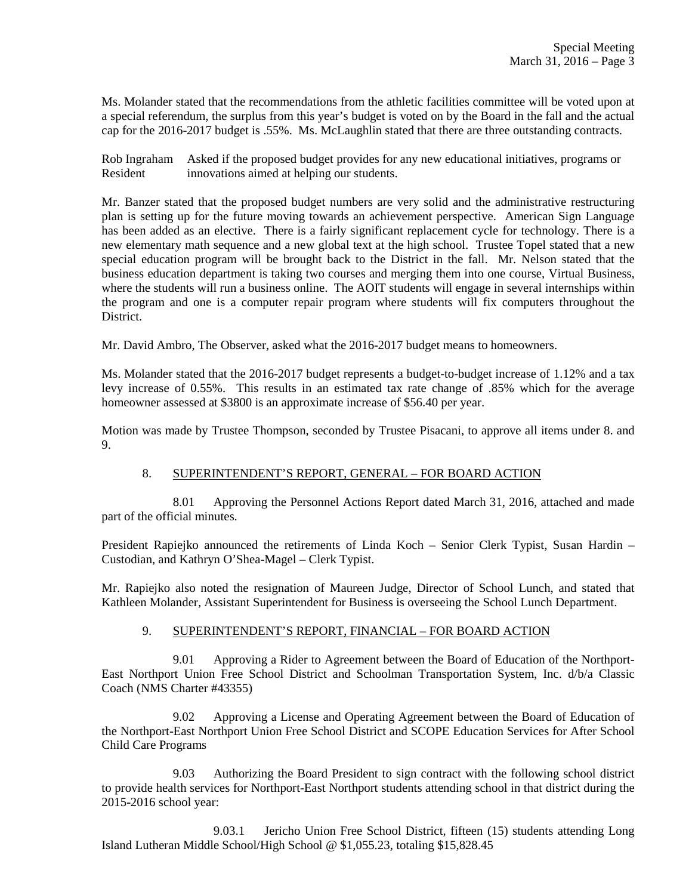Ms. Molander stated that the recommendations from the athletic facilities committee will be voted upon at a special referendum, the surplus from this year's budget is voted on by the Board in the fall and the actual cap for the 2016-2017 budget is .55%. Ms. McLaughlin stated that there are three outstanding contracts.

Rob Ingraham Resident — Asked if the proposed budget provides for any new educational initiatives, programs or innovations aimed at helping our students.

Mr. Banzer stated that the proposed budget numbers are very solid and the administrative restructuring plan is setting up for the future moving towards an achievement perspective. American Sign Language has been added as an elective. There is a fairly significant replacement cycle for technology. There is a new elementary math sequence and a new global text at the high school. Trustee Topel stated that a new special education program will be brought back to the District in the fall. Mr. Nelson stated that the business education department is taking two courses and merging them into one course, Virtual Business, where the students will run a business online. The AOIT students will engage in several internships within the program and one is a computer repair program where students will fix computers throughout the District.

Mr. David Ambro, The Observer, asked what the 2016-2017 budget means to homeowners.

Ms. Molander stated that the 2016-2017 budget represents a budget-to-budget increase of 1.12% and a tax levy increase of 0.55%. This results in an estimated tax rate change of .85% which for the average homeowner assessed at $3800 is an approximate increase of $56.40 per year.

Motion was made by Trustee Thompson, seconded by Trustee Pisacani, to approve all items under 8. and 9.

8. SUPERINTENDENT'S REPORT, GENERAL – FOR BOARD ACTION

8.01 Approving the Personnel Actions Report dated March 31, 2016, attached and made part of the official minutes.

President Rapiejko announced the retirements of Linda Koch – Senior Clerk Typist, Susan Hardin – Custodian, and Kathryn O'Shea-Magel – Clerk Typist.

Mr. Rapiejko also noted the resignation of Maureen Judge, Director of School Lunch, and stated that Kathleen Molander, Assistant Superintendent for Business is overseeing the School Lunch Department.

9. SUPERINTENDENT'S REPORT, FINANCIAL – FOR BOARD ACTION

9.01 Approving a Rider to Agreement between the Board of Education of the Northport-East Northport Union Free School District and Schoolman Transportation System, Inc. d/b/a Classic Coach (NMS Charter #43355)

9.02 Approving a License and Operating Agreement between the Board of Education of the Northport-East Northport Union Free School District and SCOPE Education Services for After School Child Care Programs

9.03 Authorizing the Board President to sign contract with the following school district to provide health services for Northport-East Northport students attending school in that district during the 2015-2016 school year:

9.03.1 Jericho Union Free School District, fifteen (15) students attending Long Island Lutheran Middle School/High School @ $1,055.23, totaling $15,828.45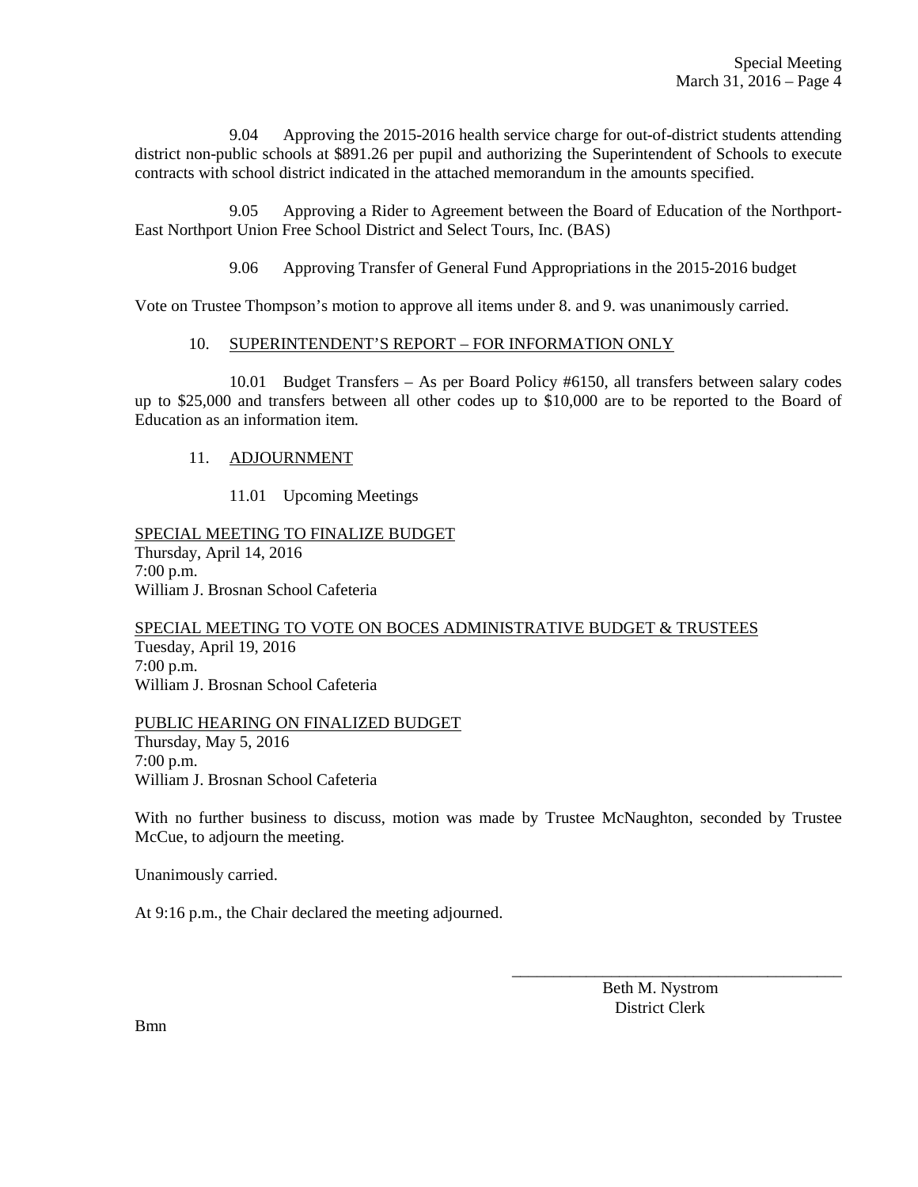9.04 Approving the 2015-2016 health service charge for out-of-district students attending district non-public schools at $891.26 per pupil and authorizing the Superintendent of Schools to execute contracts with school district indicated in the attached memorandum in the amounts specified.

9.05 Approving a Rider to Agreement between the Board of Education of the Northport-East Northport Union Free School District and Select Tours, Inc. (BAS)

9.06 Approving Transfer of General Fund Appropriations in the 2015-2016 budget

Vote on Trustee Thompson's motion to approve all items under 8. and 9. was unanimously carried.

10. SUPERINTENDENT'S REPORT – FOR INFORMATION ONLY

10.01 Budget Transfers – As per Board Policy #6150, all transfers between salary codes up to $25,000 and transfers between all other codes up to $10,000 are to be reported to the Board of Education as an information item.

11. ADJOURNMENT

11.01 Upcoming Meetings

SPECIAL MEETING TO FINALIZE BUDGET
Thursday, April 14, 2016
7:00 p.m.
William J. Brosnan School Cafeteria

SPECIAL MEETING TO VOTE ON BOCES ADMINISTRATIVE BUDGET & TRUSTEES
Tuesday, April 19, 2016
7:00 p.m.
William J. Brosnan School Cafeteria

PUBLIC HEARING ON FINALIZED BUDGET
Thursday, May 5, 2016
7:00 p.m.
William J. Brosnan School Cafeteria

With no further business to discuss, motion was made by Trustee McNaughton, seconded by Trustee McCue, to adjourn the meeting.

Unanimously carried.

At 9:16 p.m., the Chair declared the meeting adjourned.

\_\_\_\_\_\_\_\_\_\_\_\_\_\_\_\_\_\_\_\_\_\_\_\_\_\_\_\_\_\_\_\_\_\_\_\_\_\_\_\_

Beth M. Nystrom
District Clerk

Bmn